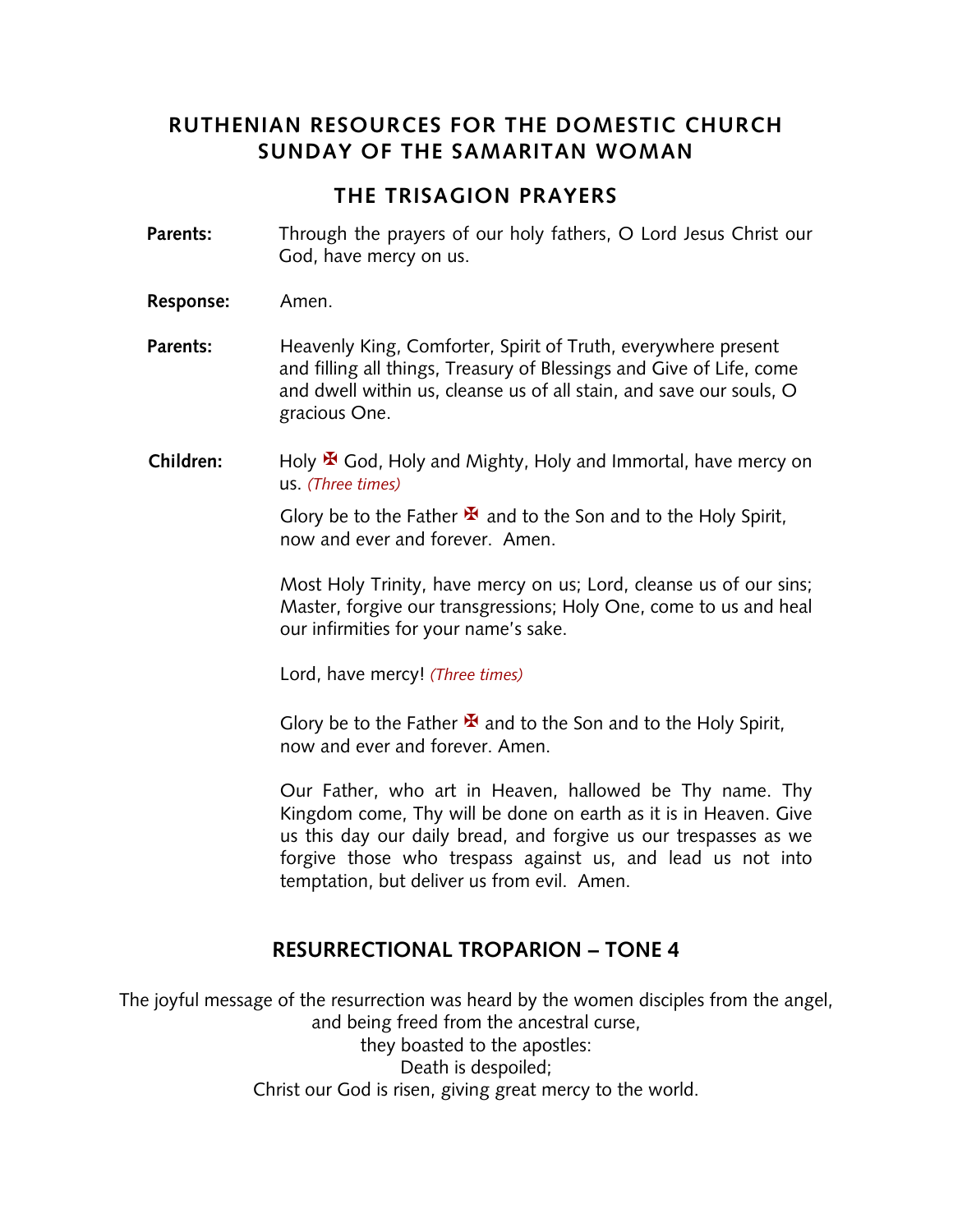# RUTHENIAN RESOURCES FOR THE DOMESTIC CHURCH
# SUNDAY OF THE SAMARITAN WOMAN

## THE TRISAGION PRAYERS

**Parents:** Through the prayers of our holy fathers, O Lord Jesus Christ our God, have mercy on us.

**Response:** Amen.

**Parents:** Heavenly King, Comforter, Spirit of Truth, everywhere present and filling all things, Treasury of Blessings and Give of Life, come and dwell within us, cleanse us of all stain, and save our souls, O gracious One.

**Children:** Holy ✠ God, Holy and Mighty, Holy and Immortal, have mercy on us. *(Three times)*

Glory be to the Father ✠ and to the Son and to the Holy Spirit, now and ever and forever. Amen.

Most Holy Trinity, have mercy on us; Lord, cleanse us of our sins; Master, forgive our transgressions; Holy One, come to us and heal our infirmities for your name's sake.

Lord, have mercy! *(Three times)*

Glory be to the Father ✠ and to the Son and to the Holy Spirit, now and ever and forever. Amen.

Our Father, who art in Heaven, hallowed be Thy name. Thy Kingdom come, Thy will be done on earth as it is in Heaven. Give us this day our daily bread, and forgive us our trespasses as we forgive those who trespass against us, and lead us not into temptation, but deliver us from evil. Amen.

## RESURRECTIONAL TROPARION – TONE 4

The joyful message of the resurrection was heard by the women disciples from the angel,
and being freed from the ancestral curse,
they boasted to the apostles:
Death is despoiled;
Christ our God is risen, giving great mercy to the world.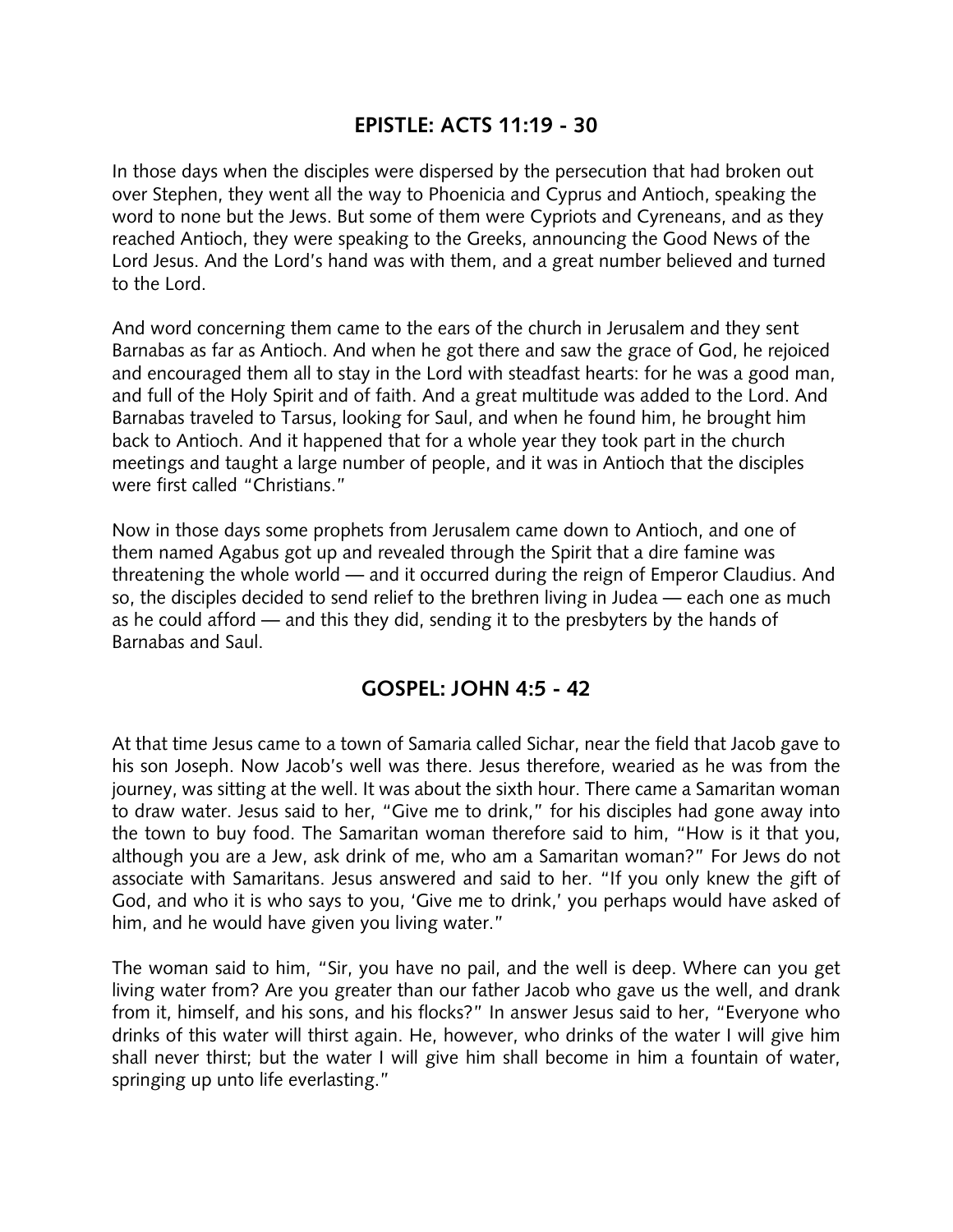## EPISTLE: ACTS 11:19 - 30

In those days when the disciples were dispersed by the persecution that had broken out over Stephen, they went all the way to Phoenicia and Cyprus and Antioch, speaking the word to none but the Jews. But some of them were Cypriots and Cyreneans, and as they reached Antioch, they were speaking to the Greeks, announcing the Good News of the Lord Jesus. And the Lord's hand was with them, and a great number believed and turned to the Lord.

And word concerning them came to the ears of the church in Jerusalem and they sent Barnabas as far as Antioch. And when he got there and saw the grace of God, he rejoiced and encouraged them all to stay in the Lord with steadfast hearts: for he was a good man, and full of the Holy Spirit and of faith. And a great multitude was added to the Lord. And Barnabas traveled to Tarsus, looking for Saul, and when he found him, he brought him back to Antioch. And it happened that for a whole year they took part in the church meetings and taught a large number of people, and it was in Antioch that the disciples were first called "Christians."

Now in those days some prophets from Jerusalem came down to Antioch, and one of them named Agabus got up and revealed through the Spirit that a dire famine was threatening the whole world — and it occurred during the reign of Emperor Claudius. And so, the disciples decided to send relief to the brethren living in Judea — each one as much as he could afford — and this they did, sending it to the presbyters by the hands of Barnabas and Saul.

## GOSPEL: JOHN 4:5 - 42

At that time Jesus came to a town of Samaria called Sichar, near the field that Jacob gave to his son Joseph. Now Jacob's well was there. Jesus therefore, wearied as he was from the journey, was sitting at the well. It was about the sixth hour. There came a Samaritan woman to draw water. Jesus said to her, "Give me to drink," for his disciples had gone away into the town to buy food. The Samaritan woman therefore said to him, "How is it that you, although you are a Jew, ask drink of me, who am a Samaritan woman?" For Jews do not associate with Samaritans. Jesus answered and said to her. "If you only knew the gift of God, and who it is who says to you, 'Give me to drink,' you perhaps would have asked of him, and he would have given you living water."

The woman said to him, "Sir, you have no pail, and the well is deep. Where can you get living water from? Are you greater than our father Jacob who gave us the well, and drank from it, himself, and his sons, and his flocks?" In answer Jesus said to her, "Everyone who drinks of this water will thirst again. He, however, who drinks of the water I will give him shall never thirst; but the water I will give him shall become in him a fountain of water, springing up unto life everlasting."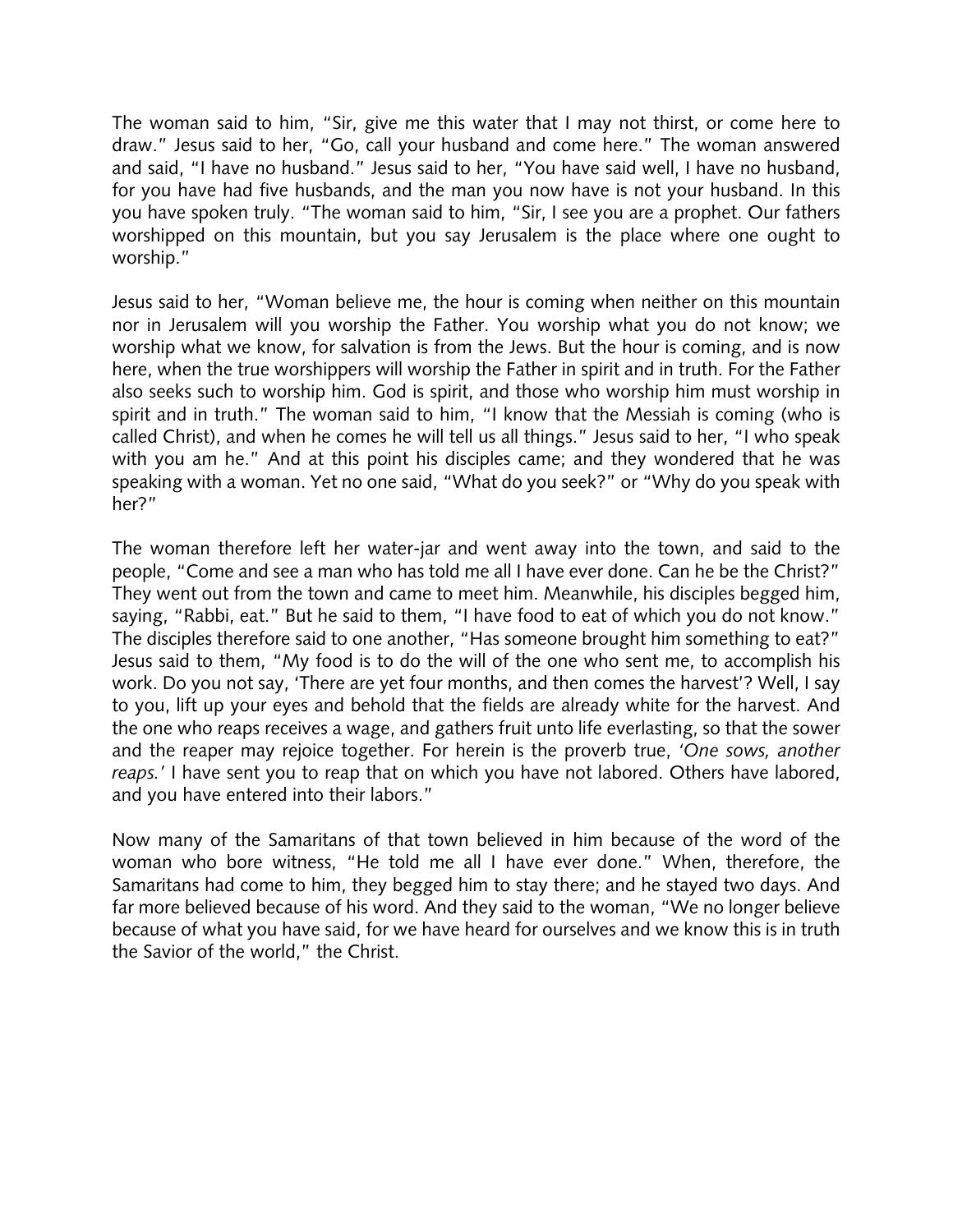The woman said to him, "Sir, give me this water that I may not thirst, or come here to draw." Jesus said to her, "Go, call your husband and come here." The woman answered and said, "I have no husband." Jesus said to her, "You have said well, I have no husband, for you have had five husbands, and the man you now have is not your husband. In this you have spoken truly. "The woman said to him, "Sir, I see you are a prophet. Our fathers worshipped on this mountain, but you say Jerusalem is the place where one ought to worship."

Jesus said to her, "Woman believe me, the hour is coming when neither on this mountain nor in Jerusalem will you worship the Father. You worship what you do not know; we worship what we know, for salvation is from the Jews. But the hour is coming, and is now here, when the true worshippers will worship the Father in spirit and in truth. For the Father also seeks such to worship him. God is spirit, and those who worship him must worship in spirit and in truth." The woman said to him, "I know that the Messiah is coming (who is called Christ), and when he comes he will tell us all things." Jesus said to her, "I who speak with you am he." And at this point his disciples came; and they wondered that he was speaking with a woman. Yet no one said, "What do you seek?" or "Why do you speak with her?"

The woman therefore left her water-jar and went away into the town, and said to the people, "Come and see a man who has told me all I have ever done. Can he be the Christ?" They went out from the town and came to meet him. Meanwhile, his disciples begged him, saying, "Rabbi, eat." But he said to them, "I have food to eat of which you do not know." The disciples therefore said to one another, "Has someone brought him something to eat?" Jesus said to them, "My food is to do the will of the one who sent me, to accomplish his work. Do you not say, 'There are yet four months, and then comes the harvest'? Well, I say to you, lift up your eyes and behold that the fields are already white for the harvest. And the one who reaps receives a wage, and gathers fruit unto life everlasting, so that the sower and the reaper may rejoice together. For herein is the proverb true, *'One sows, another reaps.'* I have sent you to reap that on which you have not labored. Others have labored, and you have entered into their labors."

Now many of the Samaritans of that town believed in him because of the word of the woman who bore witness, "He told me all I have ever done." When, therefore, the Samaritans had come to him, they begged him to stay there; and he stayed two days. And far more believed because of his word. And they said to the woman, "We no longer believe because of what you have said, for we have heard for ourselves and we know this is in truth the Savior of the world," the Christ.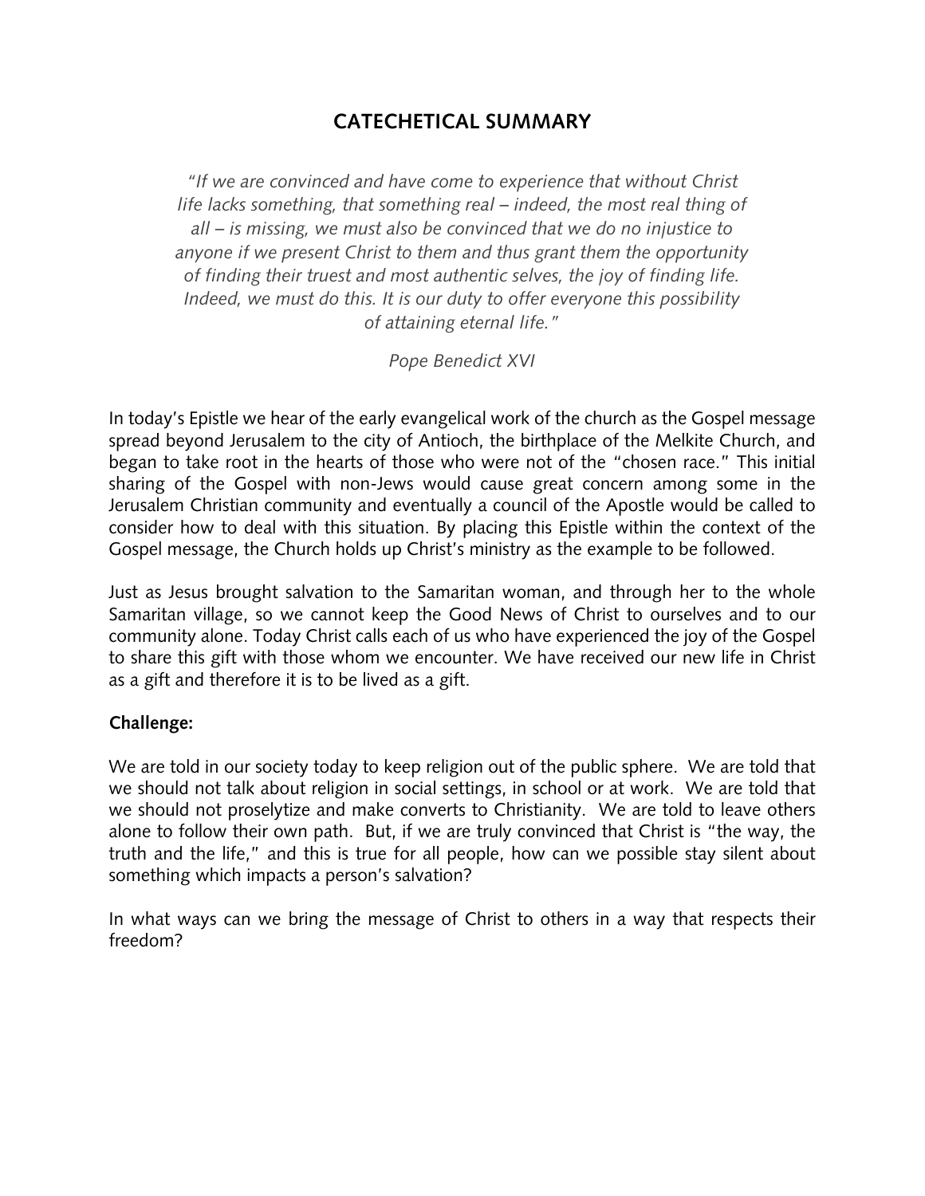## CATECHETICAL SUMMARY

*"If we are convinced and have come to experience that without Christ life lacks something, that something real – indeed, the most real thing of all – is missing, we must also be convinced that we do no injustice to anyone if we present Christ to them and thus grant them the opportunity of finding their truest and most authentic selves, the joy of finding life. Indeed, we must do this. It is our duty to offer everyone this possibility of attaining eternal life."*

*Pope Benedict XVI*

In today's Epistle we hear of the early evangelical work of the church as the Gospel message spread beyond Jerusalem to the city of Antioch, the birthplace of the Melkite Church, and began to take root in the hearts of those who were not of the "chosen race." This initial sharing of the Gospel with non-Jews would cause great concern among some in the Jerusalem Christian community and eventually a council of the Apostle would be called to consider how to deal with this situation. By placing this Epistle within the context of the Gospel message, the Church holds up Christ's ministry as the example to be followed.

Just as Jesus brought salvation to the Samaritan woman, and through her to the whole Samaritan village, so we cannot keep the Good News of Christ to ourselves and to our community alone. Today Christ calls each of us who have experienced the joy of the Gospel to share this gift with those whom we encounter. We have received our new life in Christ as a gift and therefore it is to be lived as a gift.

**Challenge:**

We are told in our society today to keep religion out of the public sphere. We are told that we should not talk about religion in social settings, in school or at work. We are told that we should not proselytize and make converts to Christianity. We are told to leave others alone to follow their own path. But, if we are truly convinced that Christ is "the way, the truth and the life," and this is true for all people, how can we possible stay silent about something which impacts a person's salvation?

In what ways can we bring the message of Christ to others in a way that respects their freedom?